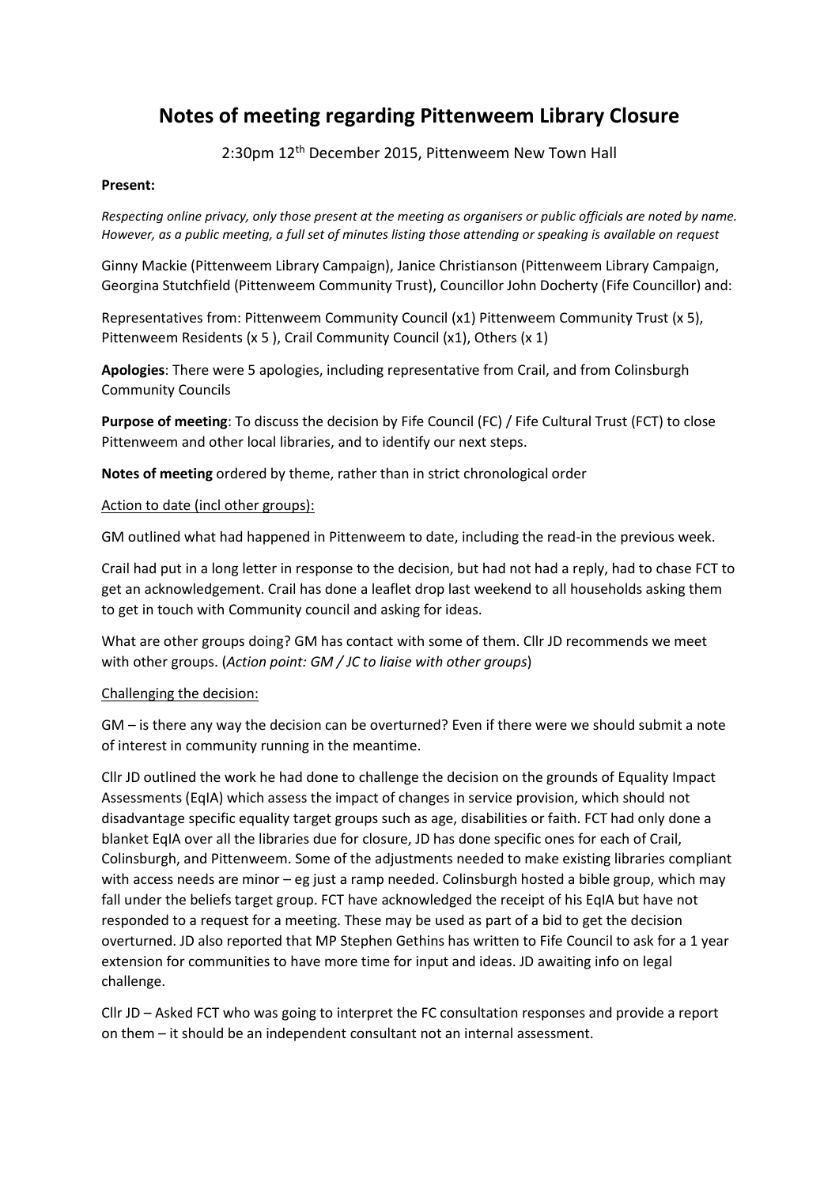# Notes of meeting regarding Pittenweem Library Closure

2:30pm 12th December 2015, Pittenweem New Town Hall

**Present:**

*Respecting online privacy, only those present at the meeting as organisers or public officials are noted by name. However, as a public meeting, a full set of minutes listing those attending or speaking is available on request*

Ginny Mackie (Pittenweem Library Campaign), Janice Christianson (Pittenweem Library Campaign, Georgina Stutchfield (Pittenweem Community Trust), Councillor John Docherty (Fife Councillor) and:

Representatives from: Pittenweem Community Council (x1) Pittenweem Community Trust (x 5), Pittenweem Residents (x 5 ), Crail Community Council (x1), Others (x 1)

**Apologies**: There were 5 apologies, including representative from Crail, and from Colinsburgh Community Councils

**Purpose of meeting**: To discuss the decision by Fife Council (FC) / Fife Cultural Trust (FCT) to close Pittenweem and other local libraries, and to identify our next steps.

**Notes of meeting** ordered by theme, rather than in strict chronological order

<u>Action to date (incl other groups):</u>

GM outlined what had happened in Pittenweem to date, including the read-in the previous week.

Crail had put in a long letter in response to the decision, but had not had a reply, had to chase FCT to get an acknowledgement. Crail has done a leaflet drop last weekend to all households asking them to get in touch with Community council and asking for ideas.

What are other groups doing? GM has contact with some of them. Cllr JD recommends we meet with other groups. (*Action point: GM / JC to liaise with other groups*)

<u>Challenging the decision:</u>

GM – is there any way the decision can be overturned? Even if there were we should submit a note of interest in community running in the meantime.

Cllr JD outlined the work he had done to challenge the decision on the grounds of Equality Impact Assessments (EqIA) which assess the impact of changes in service provision, which should not disadvantage specific equality target groups such as age, disabilities or faith. FCT had only done a blanket EqIA over all the libraries due for closure, JD has done specific ones for each of Crail, Colinsburgh, and Pittenweem. Some of the adjustments needed to make existing libraries compliant with access needs are minor – eg just a ramp needed. Colinsburgh hosted a bible group, which may fall under the beliefs target group. FCT have acknowledged the receipt of his EqIA but have not responded to a request for a meeting. These may be used as part of a bid to get the decision overturned. JD also reported that MP Stephen Gethins has written to Fife Council to ask for a 1 year extension for communities to have more time for input and ideas. JD awaiting info on legal challenge.

Cllr JD – Asked FCT who was going to interpret the FC consultation responses and provide a report on them – it should be an independent consultant not an internal assessment.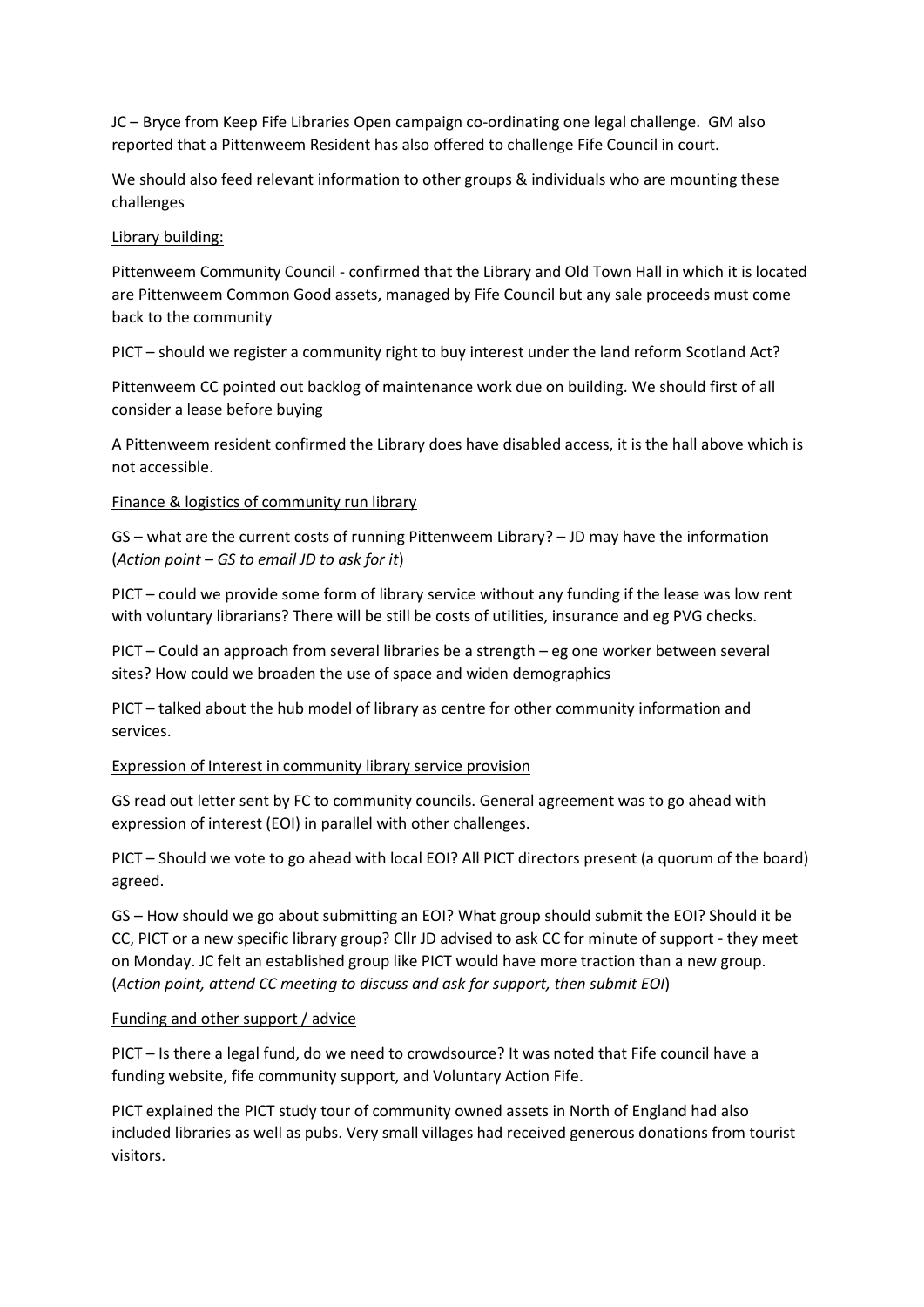JC – Bryce from Keep Fife Libraries Open campaign co-ordinating one legal challenge. GM also reported that a Pittenweem Resident has also offered to challenge Fife Council in court.

We should also feed relevant information to other groups & individuals who are mounting these challenges

Library building:

Pittenweem Community Council - confirmed that the Library and Old Town Hall in which it is located are Pittenweem Common Good assets, managed by Fife Council but any sale proceeds must come back to the community

PICT – should we register a community right to buy interest under the land reform Scotland Act?

Pittenweem CC pointed out backlog of maintenance work due on building. We should first of all consider a lease before buying

A Pittenweem resident confirmed the Library does have disabled access, it is the hall above which is not accessible.

Finance & logistics of community run library

GS – what are the current costs of running Pittenweem Library? – JD may have the information (*Action point – GS to email JD to ask for it*)

PICT – could we provide some form of library service without any funding if the lease was low rent with voluntary librarians? There will be still be costs of utilities, insurance and eg PVG checks.

PICT – Could an approach from several libraries be a strength – eg one worker between several sites? How could we broaden the use of space and widen demographics

PICT – talked about the hub model of library as centre for other community information and services.

Expression of Interest in community library service provision

GS read out letter sent by FC to community councils. General agreement was to go ahead with expression of interest (EOI) in parallel with other challenges.

PICT – Should we vote to go ahead with local EOI? All PICT directors present (a quorum of the board) agreed.

GS – How should we go about submitting an EOI? What group should submit the EOI? Should it be CC, PICT or a new specific library group? Cllr JD advised to ask CC for minute of support - they meet on Monday. JC felt an established group like PICT would have more traction than a new group. (*Action point, attend CC meeting to discuss and ask for support, then submit EOI*)

Funding and other support / advice

PICT – Is there a legal fund, do we need to crowdsource? It was noted that Fife council have a funding website, fife community support, and Voluntary Action Fife.

PICT explained the PICT study tour of community owned assets in North of England had also included libraries as well as pubs. Very small villages had received generous donations from tourist visitors.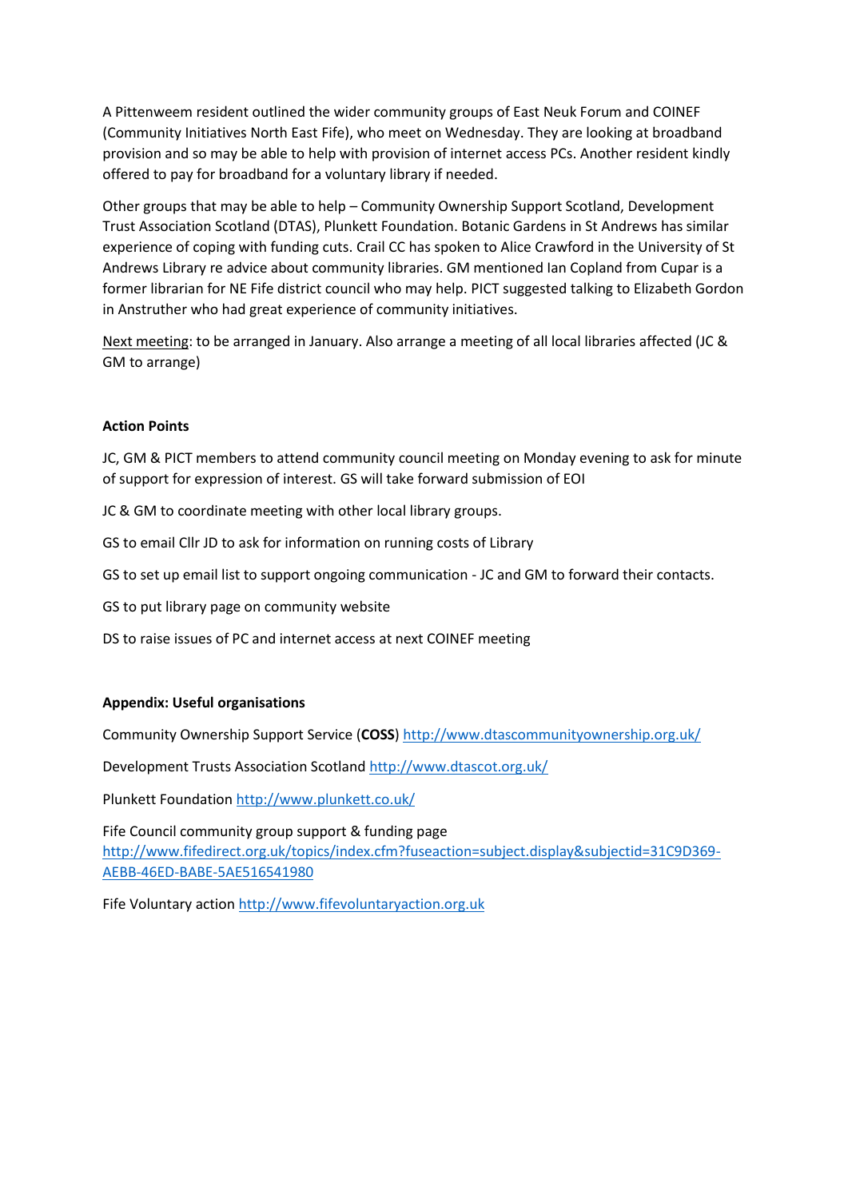A Pittenweem resident outlined the wider community groups of East Neuk Forum and COINEF (Community Initiatives North East Fife), who meet on Wednesday. They are looking at broadband provision and so may be able to help with provision of internet access PCs. Another resident kindly offered to pay for broadband for a voluntary library if needed.

Other groups that may be able to help – Community Ownership Support Scotland, Development Trust Association Scotland (DTAS), Plunkett Foundation. Botanic Gardens in St Andrews has similar experience of coping with funding cuts. Crail CC has spoken to Alice Crawford in the University of St Andrews Library re advice about community libraries. GM mentioned Ian Copland from Cupar is a former librarian for NE Fife district council who may help. PICT suggested talking to Elizabeth Gordon in Anstruther who had great experience of community initiatives.

<u>Next meeting</u>: to be arranged in January. Also arrange a meeting of all local libraries affected (JC & GM to arrange)

**Action Points**

JC, GM & PICT members to attend community council meeting on Monday evening to ask for minute of support for expression of interest. GS will take forward submission of EOI

JC & GM to coordinate meeting with other local library groups.

GS to email Cllr JD to ask for information on running costs of Library

GS to set up email list to support ongoing communication - JC and GM to forward their contacts.

GS to put library page on community website

DS to raise issues of PC and internet access at next COINEF meeting

**Appendix: Useful organisations**

Community Ownership Support Service (**COSS**) http://www.dtascommunityownership.org.uk/

Development Trusts Association Scotland http://www.dtascot.org.uk/

Plunkett Foundation http://www.plunkett.co.uk/

Fife Council community group support & funding page http://www.fifedirect.org.uk/topics/index.cfm?fuseaction=subject.display&subjectid=31C9D369-AEBB-46ED-BABE-5AE516541980

Fife Voluntary action http://www.fifevoluntaryaction.org.uk